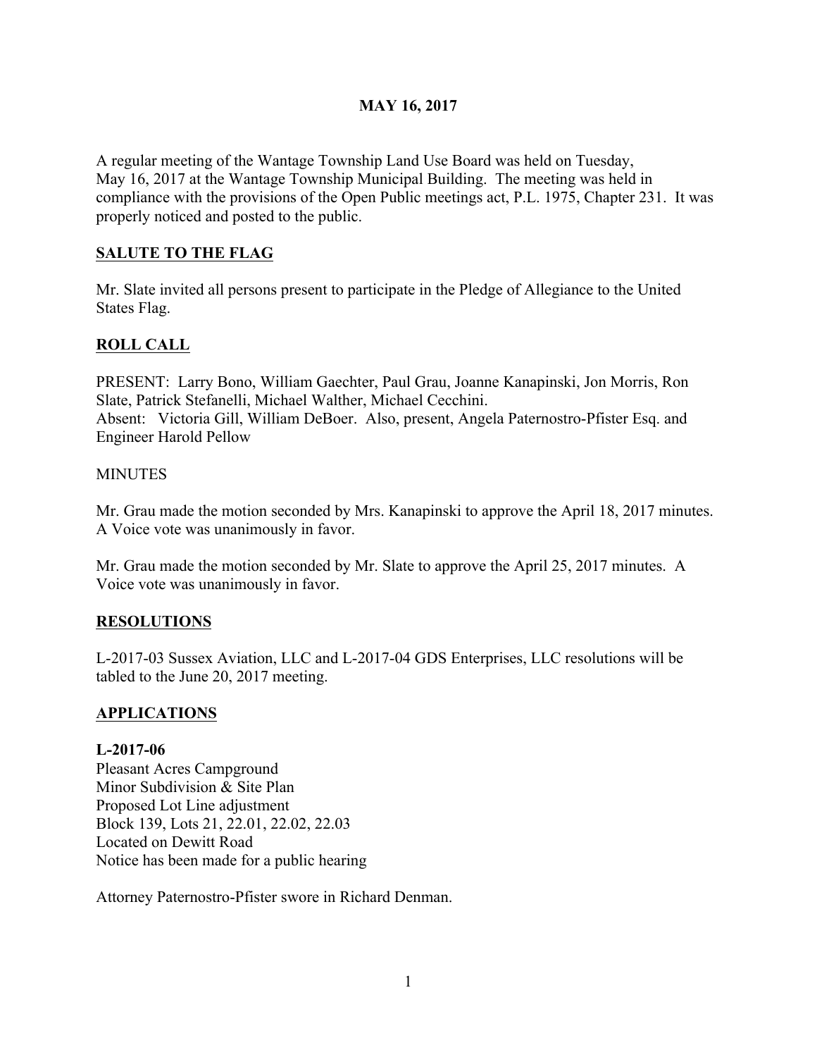# MAY 16, 2017

A regular meeting of the Wantage Township Land Use Board was held on Tuesday, May 16, 2017 at the Wantage Township Municipal Building. The meeting was held in compliance with the provisions of the Open Public meetings act, P.L. 1975, Chapter 231. It was properly noticed and posted to the public.

## SALUTE TO THE FLAG

Mr. Slate invited all persons present to participate in the Pledge of Allegiance to the United States Flag.

## ROLL CALL

PRESENT: Larry Bono, William Gaechter, Paul Grau, Joanne Kanapinski, Jon Morris, Ron Slate, Patrick Stefanelli, Michael Walther, Michael Cecchini.
Absent: Victoria Gill, William DeBoer. Also, present, Angela Paternostro-Pfister Esq. and Engineer Harold Pellow

MINUTES

Mr. Grau made the motion seconded by Mrs. Kanapinski to approve the April 18, 2017 minutes. A Voice vote was unanimously in favor.

Mr. Grau made the motion seconded by Mr. Slate to approve the April 25, 2017 minutes. A Voice vote was unanimously in favor.

## RESOLUTIONS

L-2017-03 Sussex Aviation, LLC and L-2017-04 GDS Enterprises, LLC resolutions will be tabled to the June 20, 2017 meeting.

## APPLICATIONS

**L-2017-06**
Pleasant Acres Campground
Minor Subdivision & Site Plan
Proposed Lot Line adjustment
Block 139, Lots 21, 22.01, 22.02, 22.03
Located on Dewitt Road
Notice has been made for a public hearing

Attorney Paternostro-Pfister swore in Richard Denman.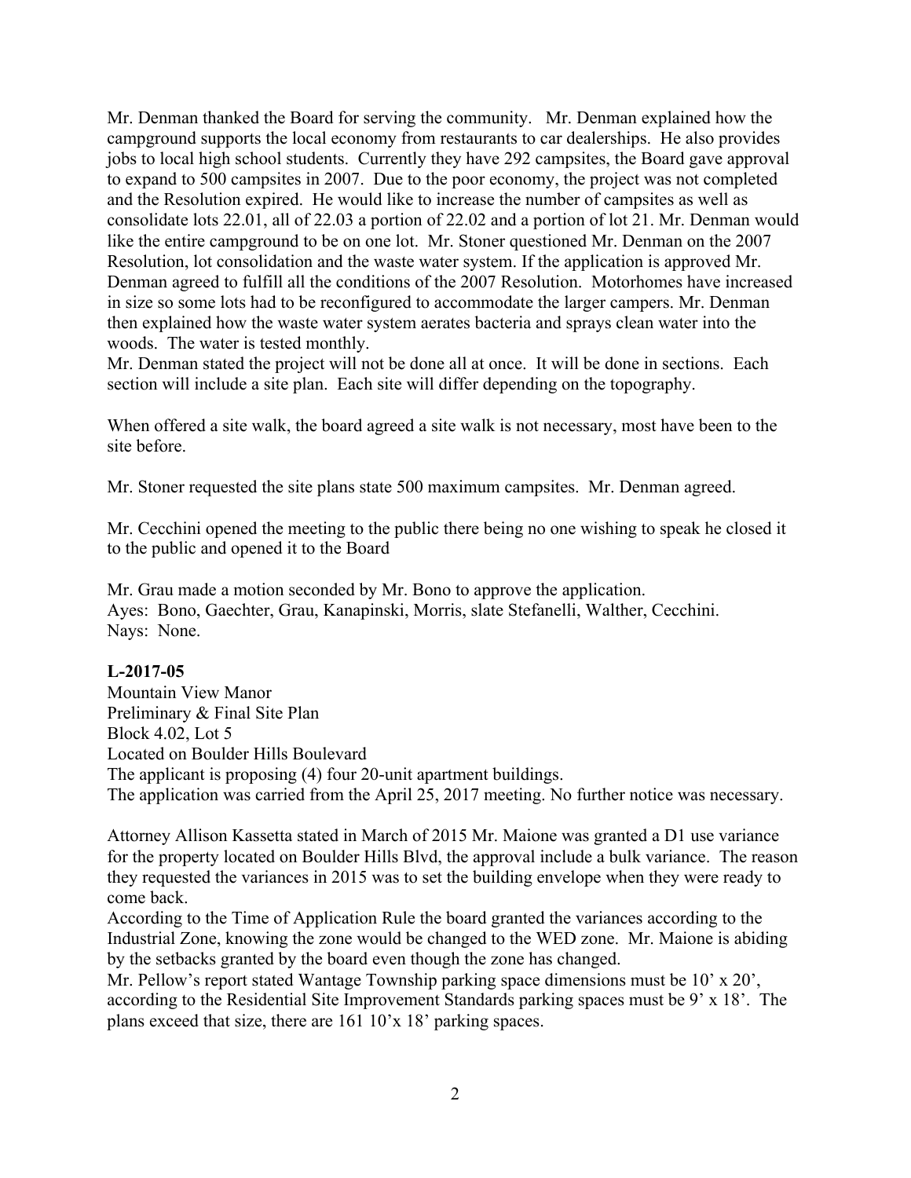Mr. Denman thanked the Board for serving the community. Mr. Denman explained how the campground supports the local economy from restaurants to car dealerships. He also provides jobs to local high school students. Currently they have 292 campsites, the Board gave approval to expand to 500 campsites in 2007. Due to the poor economy, the project was not completed and the Resolution expired. He would like to increase the number of campsites as well as consolidate lots 22.01, all of 22.03 a portion of 22.02 and a portion of lot 21. Mr. Denman would like the entire campground to be on one lot. Mr. Stoner questioned Mr. Denman on the 2007 Resolution, lot consolidation and the waste water system. If the application is approved Mr. Denman agreed to fulfill all the conditions of the 2007 Resolution. Motorhomes have increased in size so some lots had to be reconfigured to accommodate the larger campers. Mr. Denman then explained how the waste water system aerates bacteria and sprays clean water into the woods. The water is tested monthly.

Mr. Denman stated the project will not be done all at once. It will be done in sections. Each section will include a site plan. Each site will differ depending on the topography.

When offered a site walk, the board agreed a site walk is not necessary, most have been to the site before.

Mr. Stoner requested the site plans state 500 maximum campsites. Mr. Denman agreed.

Mr. Cecchini opened the meeting to the public there being no one wishing to speak he closed it to the public and opened it to the Board

Mr. Grau made a motion seconded by Mr. Bono to approve the application.
Ayes: Bono, Gaechter, Grau, Kanapinski, Morris, slate Stefanelli, Walther, Cecchini.
Nays: None.

**L-2017-05**
Mountain View Manor
Preliminary & Final Site Plan
Block 4.02, Lot 5
Located on Boulder Hills Boulevard
The applicant is proposing (4) four 20-unit apartment buildings.
The application was carried from the April 25, 2017 meeting. No further notice was necessary.

Attorney Allison Kassetta stated in March of 2015 Mr. Maione was granted a D1 use variance for the property located on Boulder Hills Blvd, the approval include a bulk variance. The reason they requested the variances in 2015 was to set the building envelope when they were ready to come back.

According to the Time of Application Rule the board granted the variances according to the Industrial Zone, knowing the zone would be changed to the WED zone. Mr. Maione is abiding by the setbacks granted by the board even though the zone has changed.

Mr. Pellow's report stated Wantage Township parking space dimensions must be 10' x 20', according to the Residential Site Improvement Standards parking spaces must be 9' x 18'. The plans exceed that size, there are 161 10'x 18' parking spaces.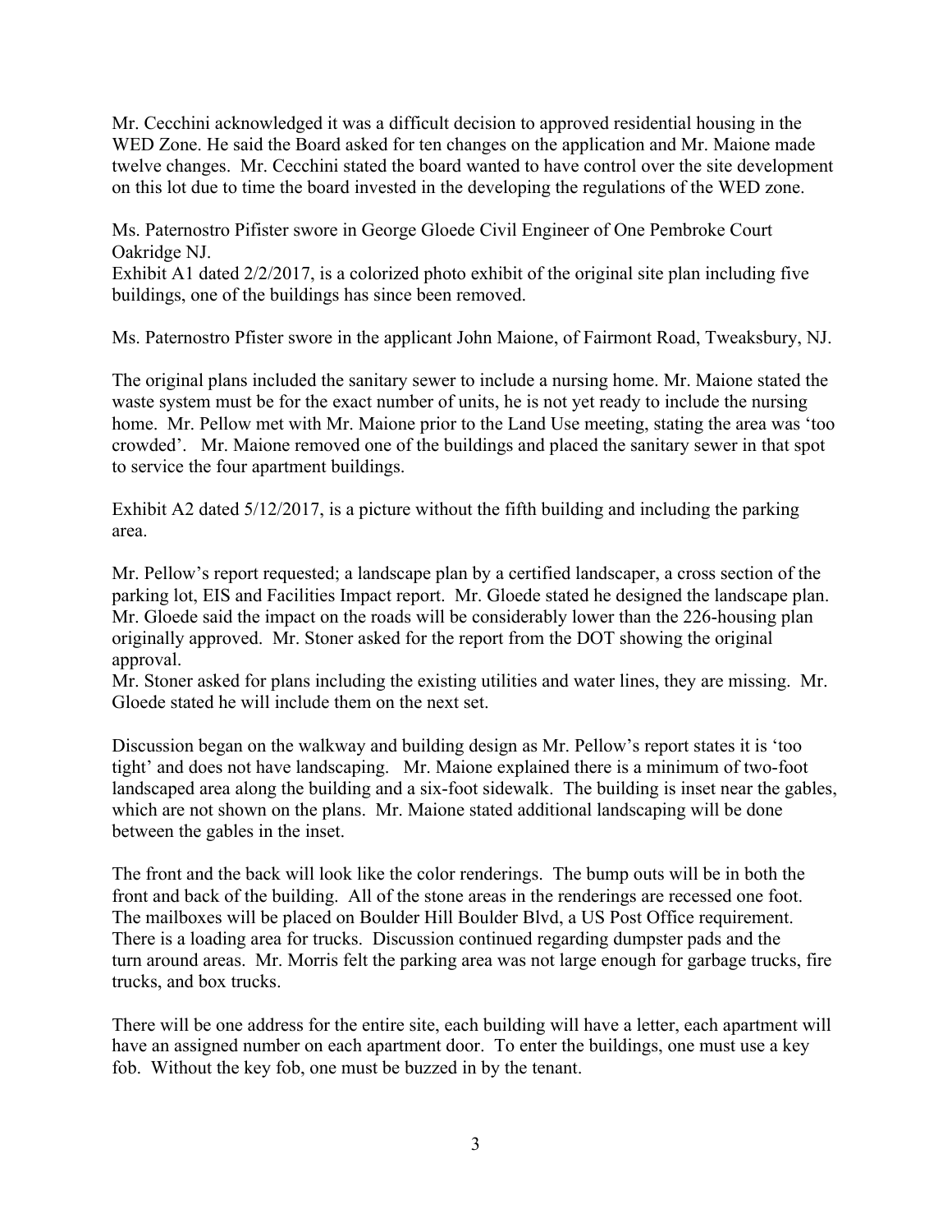Mr. Cecchini acknowledged it was a difficult decision to approved residential housing in the WED Zone. He said the Board asked for ten changes on the application and Mr. Maione made twelve changes. Mr. Cecchini stated the board wanted to have control over the site development on this lot due to time the board invested in the developing the regulations of the WED zone.

Ms. Paternostro Pifister swore in George Gloede Civil Engineer of One Pembroke Court Oakridge NJ.
Exhibit A1 dated 2/2/2017, is a colorized photo exhibit of the original site plan including five buildings, one of the buildings has since been removed.

Ms. Paternostro Pfister swore in the applicant John Maione, of Fairmont Road, Tweaksbury, NJ.

The original plans included the sanitary sewer to include a nursing home. Mr. Maione stated the waste system must be for the exact number of units, he is not yet ready to include the nursing home. Mr. Pellow met with Mr. Maione prior to the Land Use meeting, stating the area was 'too crowded'. Mr. Maione removed one of the buildings and placed the sanitary sewer in that spot to service the four apartment buildings.

Exhibit A2 dated 5/12/2017, is a picture without the fifth building and including the parking area.

Mr. Pellow's report requested; a landscape plan by a certified landscaper, a cross section of the parking lot, EIS and Facilities Impact report. Mr. Gloede stated he designed the landscape plan. Mr. Gloede said the impact on the roads will be considerably lower than the 226-housing plan originally approved. Mr. Stoner asked for the report from the DOT showing the original approval.
Mr. Stoner asked for plans including the existing utilities and water lines, they are missing. Mr. Gloede stated he will include them on the next set.

Discussion began on the walkway and building design as Mr. Pellow's report states it is 'too tight' and does not have landscaping. Mr. Maione explained there is a minimum of two-foot landscaped area along the building and a six-foot sidewalk. The building is inset near the gables, which are not shown on the plans. Mr. Maione stated additional landscaping will be done between the gables in the inset.

The front and the back will look like the color renderings. The bump outs will be in both the front and back of the building. All of the stone areas in the renderings are recessed one foot. The mailboxes will be placed on Boulder Hill Boulder Blvd, a US Post Office requirement. There is a loading area for trucks. Discussion continued regarding dumpster pads and the turn around areas. Mr. Morris felt the parking area was not large enough for garbage trucks, fire trucks, and box trucks.

There will be one address for the entire site, each building will have a letter, each apartment will have an assigned number on each apartment door. To enter the buildings, one must use a key fob. Without the key fob, one must be buzzed in by the tenant.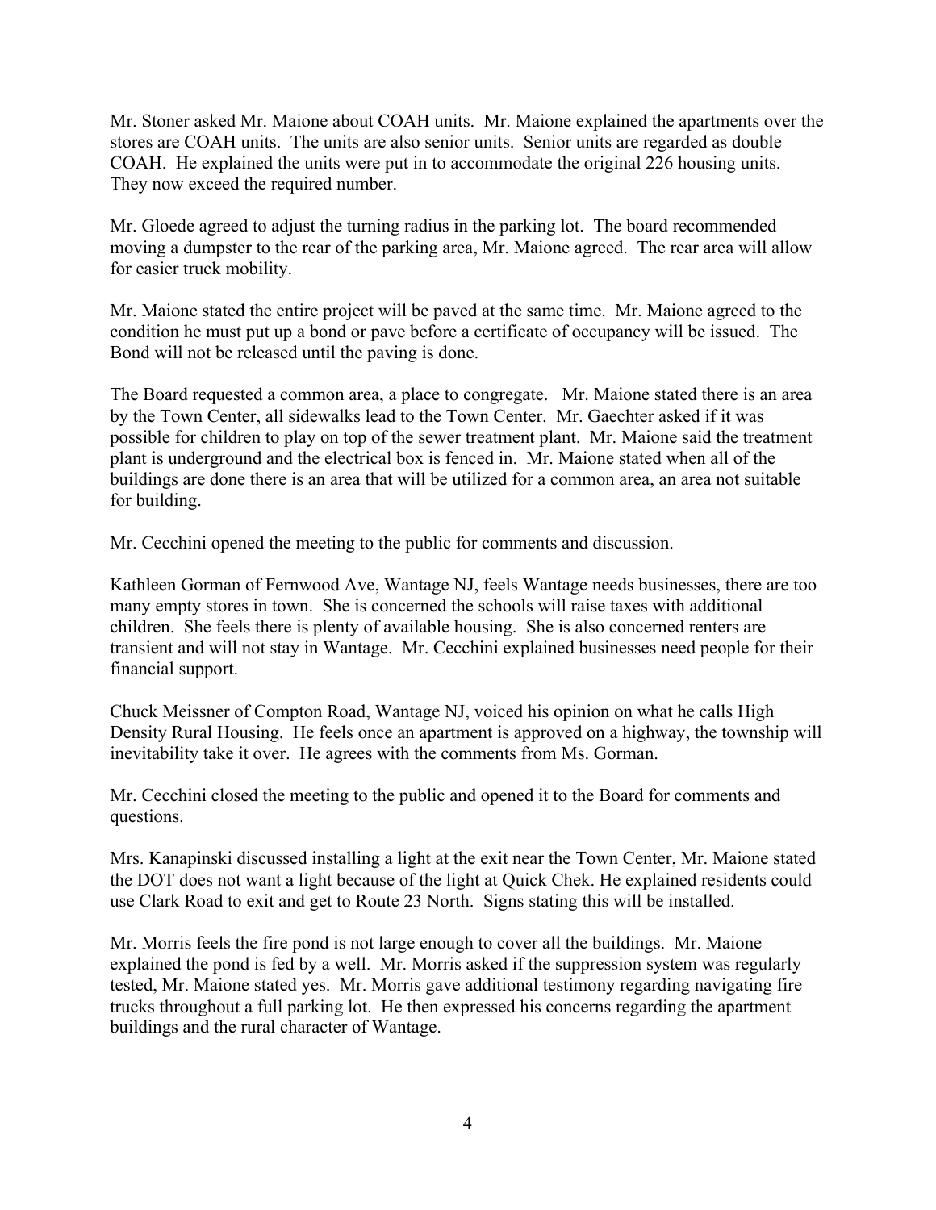Mr. Stoner asked Mr. Maione about COAH units. Mr. Maione explained the apartments over the stores are COAH units. The units are also senior units. Senior units are regarded as double COAH. He explained the units were put in to accommodate the original 226 housing units. They now exceed the required number.

Mr. Gloede agreed to adjust the turning radius in the parking lot. The board recommended moving a dumpster to the rear of the parking area, Mr. Maione agreed. The rear area will allow for easier truck mobility.

Mr. Maione stated the entire project will be paved at the same time. Mr. Maione agreed to the condition he must put up a bond or pave before a certificate of occupancy will be issued. The Bond will not be released until the paving is done.

The Board requested a common area, a place to congregate. Mr. Maione stated there is an area by the Town Center, all sidewalks lead to the Town Center. Mr. Gaechter asked if it was possible for children to play on top of the sewer treatment plant. Mr. Maione said the treatment plant is underground and the electrical box is fenced in. Mr. Maione stated when all of the buildings are done there is an area that will be utilized for a common area, an area not suitable for building.

Mr. Cecchini opened the meeting to the public for comments and discussion.

Kathleen Gorman of Fernwood Ave, Wantage NJ, feels Wantage needs businesses, there are too many empty stores in town. She is concerned the schools will raise taxes with additional children. She feels there is plenty of available housing. She is also concerned renters are transient and will not stay in Wantage. Mr. Cecchini explained businesses need people for their financial support.

Chuck Meissner of Compton Road, Wantage NJ, voiced his opinion on what he calls High Density Rural Housing. He feels once an apartment is approved on a highway, the township will inevitability take it over. He agrees with the comments from Ms. Gorman.

Mr. Cecchini closed the meeting to the public and opened it to the Board for comments and questions.

Mrs. Kanapinski discussed installing a light at the exit near the Town Center, Mr. Maione stated the DOT does not want a light because of the light at Quick Chek. He explained residents could use Clark Road to exit and get to Route 23 North. Signs stating this will be installed.

Mr. Morris feels the fire pond is not large enough to cover all the buildings. Mr. Maione explained the pond is fed by a well. Mr. Morris asked if the suppression system was regularly tested, Mr. Maione stated yes. Mr. Morris gave additional testimony regarding navigating fire trucks throughout a full parking lot. He then expressed his concerns regarding the apartment buildings and the rural character of Wantage.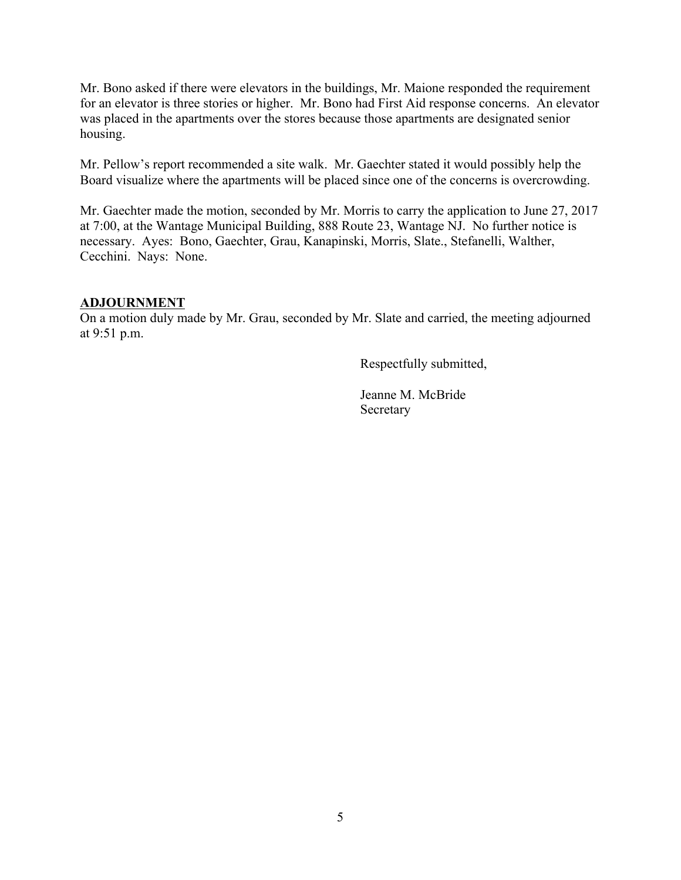Mr. Bono asked if there were elevators in the buildings, Mr. Maione responded the requirement for an elevator is three stories or higher. Mr. Bono had First Aid response concerns. An elevator was placed in the apartments over the stores because those apartments are designated senior housing.

Mr. Pellow's report recommended a site walk. Mr. Gaechter stated it would possibly help the Board visualize where the apartments will be placed since one of the concerns is overcrowding.

Mr. Gaechter made the motion, seconded by Mr. Morris to carry the application to June 27, 2017 at 7:00, at the Wantage Municipal Building, 888 Route 23, Wantage NJ. No further notice is necessary. Ayes: Bono, Gaechter, Grau, Kanapinski, Morris, Slate., Stefanelli, Walther, Cecchini. Nays: None.

**ADJOURNMENT**

On a motion duly made by Mr. Grau, seconded by Mr. Slate and carried, the meeting adjourned at 9:51 p.m.

Respectfully submitted,

Jeanne M. McBride
Secretary